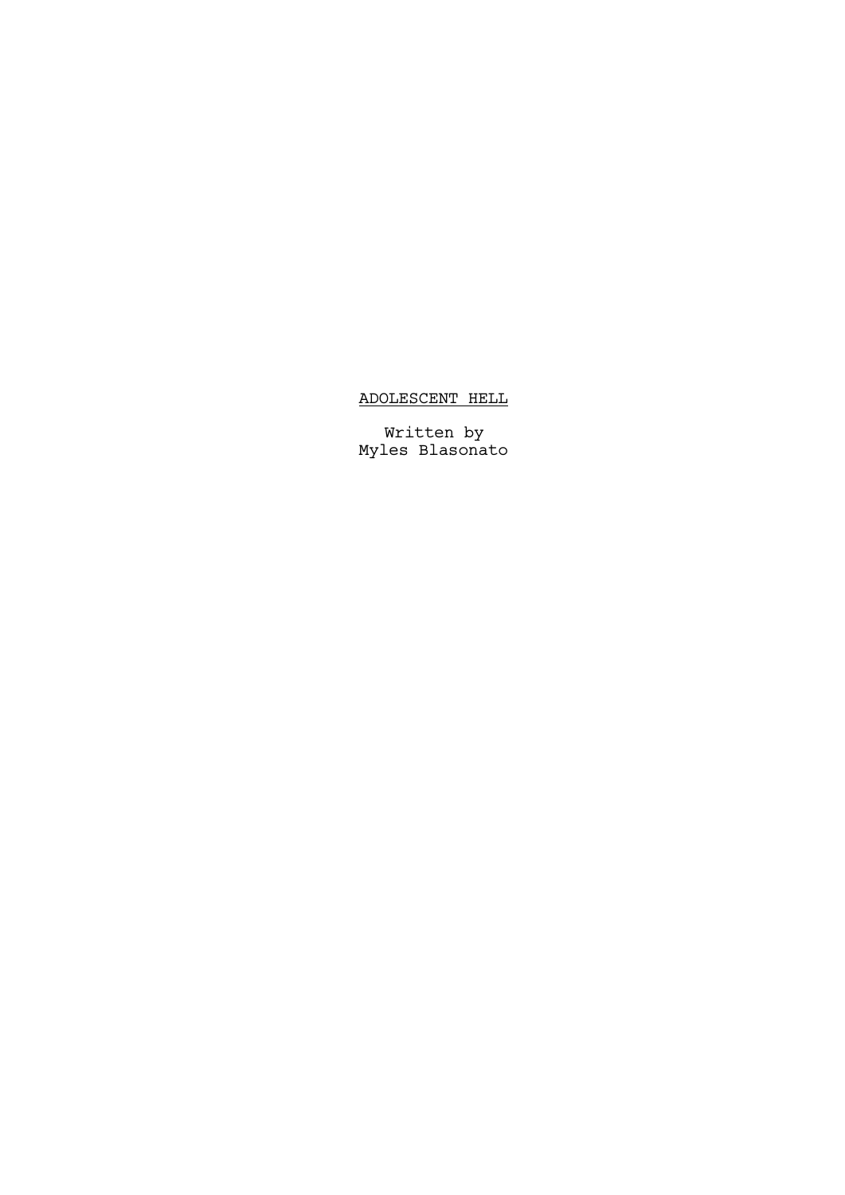# ADOLESCENT HELL

Written by
Myles Blasonato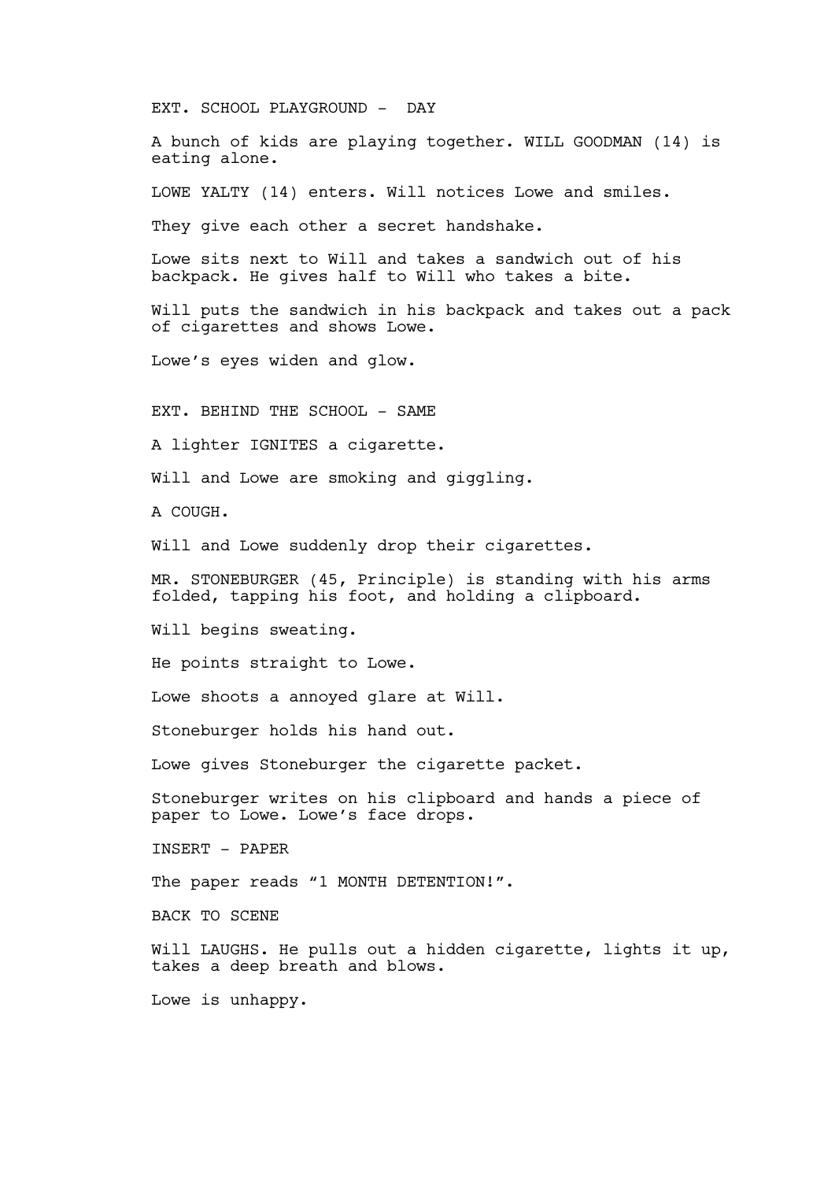EXT. SCHOOL PLAYGROUND - DAY

A bunch of kids are playing together. WILL GOODMAN (14) is eating alone.

LOWE YALTY (14) enters. Will notices Lowe and smiles.

They give each other a secret handshake.

Lowe sits next to Will and takes a sandwich out of his backpack. He gives half to Will who takes a bite.

Will puts the sandwich in his backpack and takes out a pack of cigarettes and shows Lowe.

Lowe's eyes widen and glow.

EXT. BEHIND THE SCHOOL - SAME

A lighter IGNITES a cigarette.

Will and Lowe are smoking and giggling.

A COUGH.

Will and Lowe suddenly drop their cigarettes.

MR. STONEBURGER (45, Principle) is standing with his arms folded, tapping his foot, and holding a clipboard.

Will begins sweating.

He points straight to Lowe.

Lowe shoots a annoyed glare at Will.

Stoneburger holds his hand out.

Lowe gives Stoneburger the cigarette packet.

Stoneburger writes on his clipboard and hands a piece of paper to Lowe. Lowe's face drops.

INSERT - PAPER

The paper reads "1 MONTH DETENTION!".

BACK TO SCENE

Will LAUGHS. He pulls out a hidden cigarette, lights it up, takes a deep breath and blows.

Lowe is unhappy.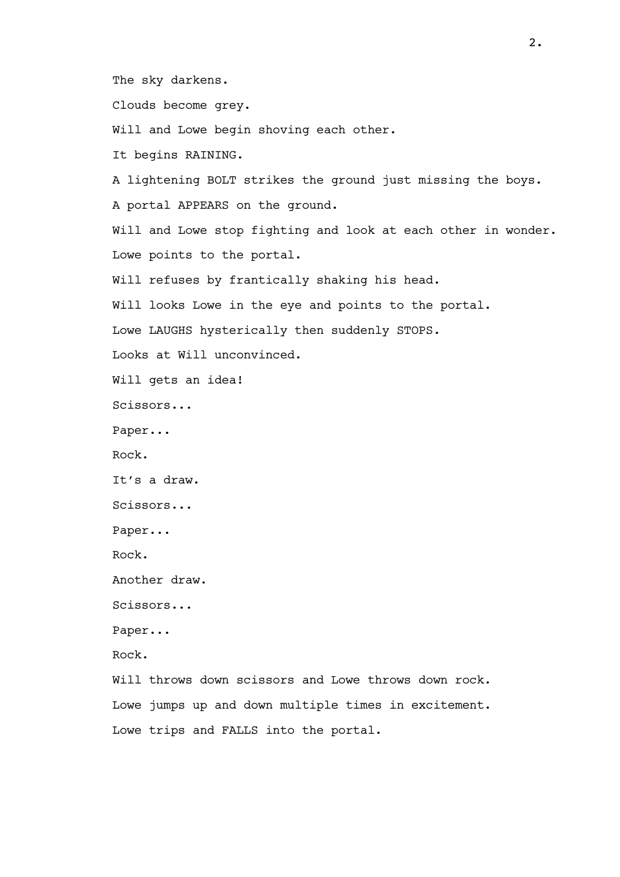The sky darkens.

Clouds become grey.

Will and Lowe begin shoving each other.

It begins RAINING.

A lightening BOLT strikes the ground just missing the boys.

A portal APPEARS on the ground.

Will and Lowe stop fighting and look at each other in wonder.

Lowe points to the portal.

Will refuses by frantically shaking his head.

Will looks Lowe in the eye and points to the portal.

Lowe LAUGHS hysterically then suddenly STOPS.

Looks at Will unconvinced.

Will gets an idea!

Scissors...

Paper...

Rock.

It's a draw.

Scissors...

Paper...

Rock.

Another draw.

Scissors...

Paper...

Rock.

Will throws down scissors and Lowe throws down rock.

Lowe jumps up and down multiple times in excitement.

Lowe trips and FALLS into the portal.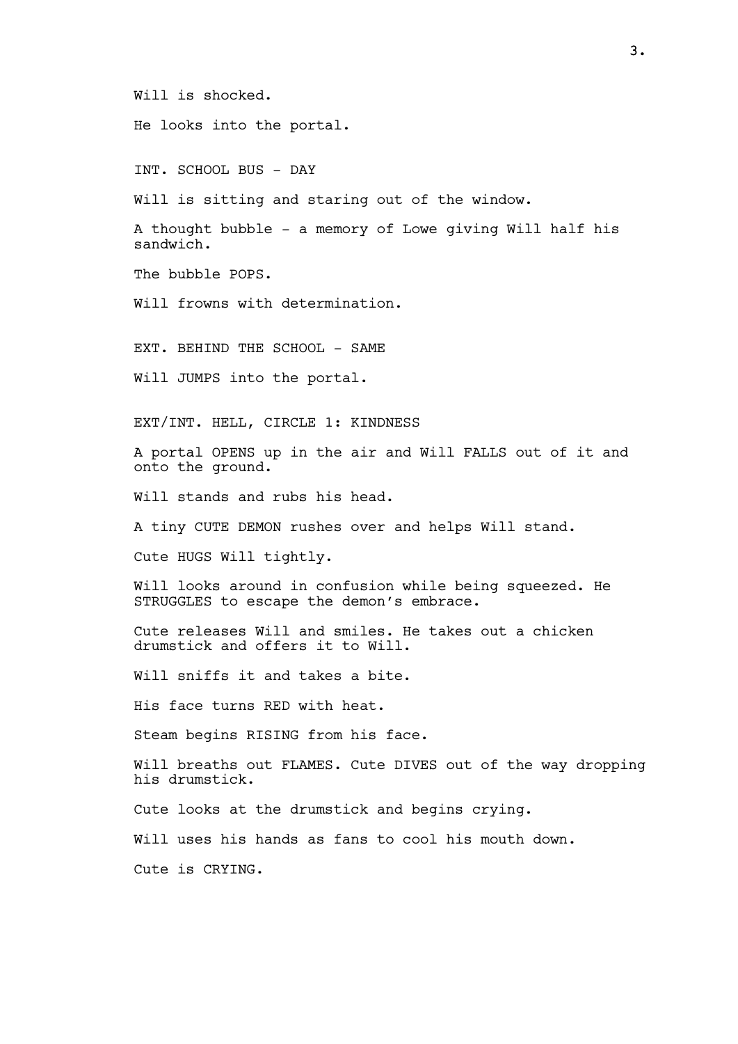Will is shocked.

He looks into the portal.

INT. SCHOOL BUS - DAY

Will is sitting and staring out of the window.

A thought bubble - a memory of Lowe giving Will half his sandwich.

The bubble POPS.

Will frowns with determination.

EXT. BEHIND THE SCHOOL - SAME

Will JUMPS into the portal.

EXT/INT. HELL, CIRCLE 1: KINDNESS

A portal OPENS up in the air and Will FALLS out of it and onto the ground.

Will stands and rubs his head.

A tiny CUTE DEMON rushes over and helps Will stand.

Cute HUGS Will tightly.

Will looks around in confusion while being squeezed. He STRUGGLES to escape the demon's embrace.

Cute releases Will and smiles. He takes out a chicken drumstick and offers it to Will.

Will sniffs it and takes a bite.

His face turns RED with heat.

Steam begins RISING from his face.

Will breaths out FLAMES. Cute DIVES out of the way dropping his drumstick.

Cute looks at the drumstick and begins crying.

Will uses his hands as fans to cool his mouth down.

Cute is CRYING.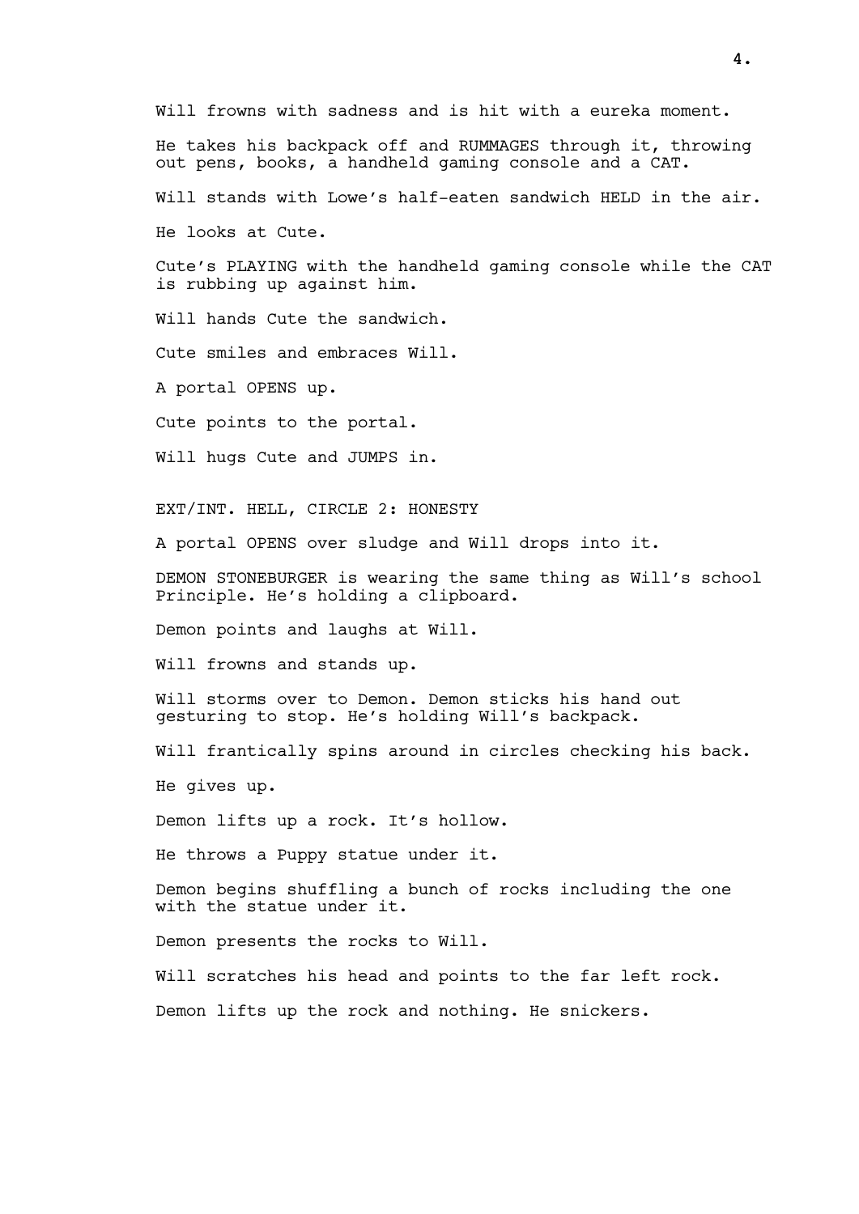Will frowns with sadness and is hit with a eureka moment.

He takes his backpack off and RUMMAGES through it, throwing out pens, books, a handheld gaming console and a CAT.

Will stands with Lowe's half-eaten sandwich HELD in the air.

He looks at Cute.

Cute's PLAYING with the handheld gaming console while the CAT is rubbing up against him.

Will hands Cute the sandwich.

Cute smiles and embraces Will.

A portal OPENS up.

Cute points to the portal.

Will hugs Cute and JUMPS in.

EXT/INT. HELL, CIRCLE 2: HONESTY

A portal OPENS over sludge and Will drops into it.

DEMON STONEBURGER is wearing the same thing as Will's school Principle. He's holding a clipboard.

Demon points and laughs at Will.

Will frowns and stands up.

Will storms over to Demon. Demon sticks his hand out gesturing to stop. He's holding Will's backpack.

Will frantically spins around in circles checking his back.

He gives up.

Demon lifts up a rock. It's hollow.

He throws a Puppy statue under it.

Demon begins shuffling a bunch of rocks including the one with the statue under it.

Demon presents the rocks to Will.

Will scratches his head and points to the far left rock.

Demon lifts up the rock and nothing. He snickers.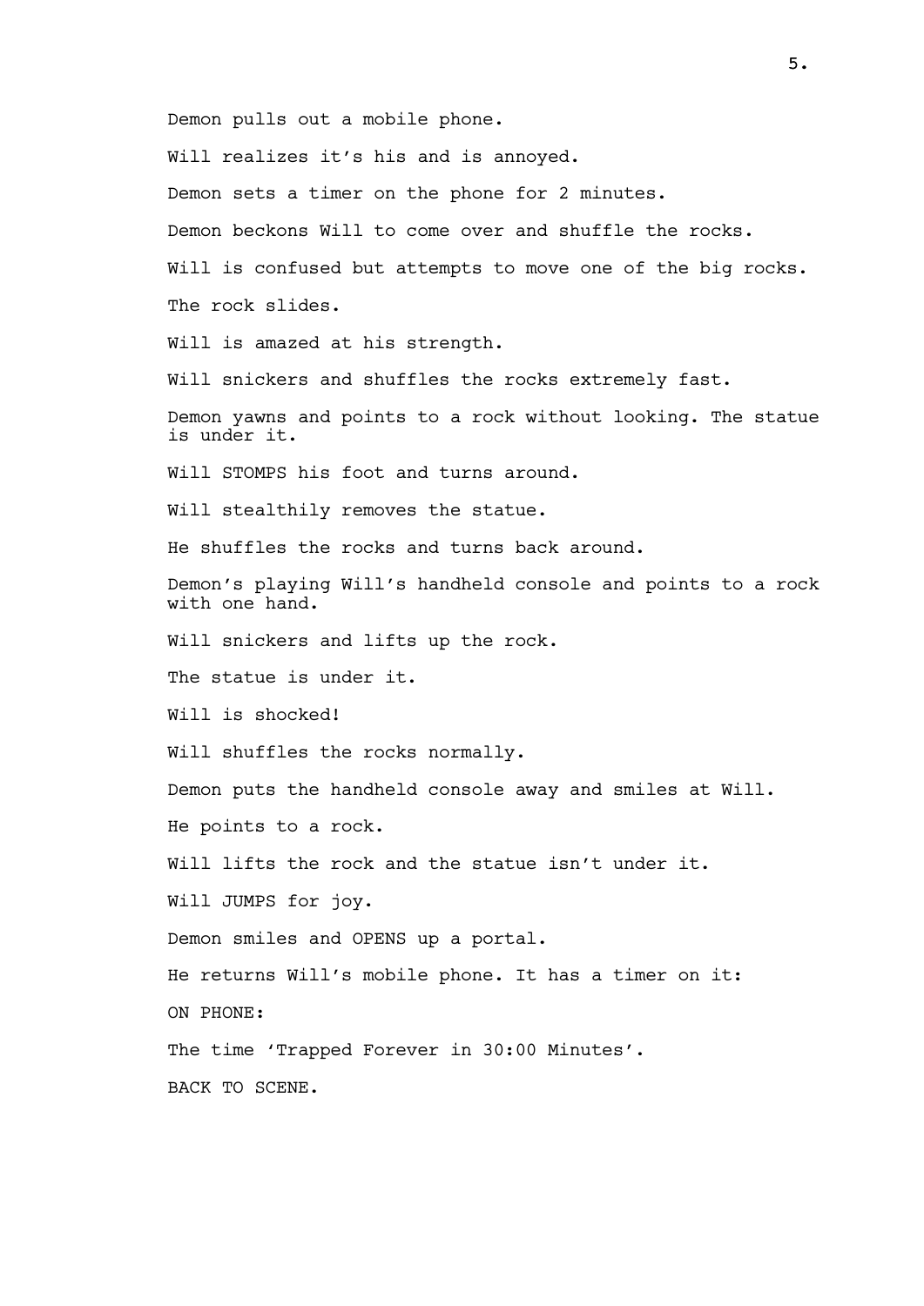Demon pulls out a mobile phone.

Will realizes it's his and is annoyed.

Demon sets a timer on the phone for 2 minutes.

Demon beckons Will to come over and shuffle the rocks.

Will is confused but attempts to move one of the big rocks.

The rock slides.

Will is amazed at his strength.

Will snickers and shuffles the rocks extremely fast.

Demon yawns and points to a rock without looking. The statue is under it.

Will STOMPS his foot and turns around.

Will stealthily removes the statue.

He shuffles the rocks and turns back around.

Demon's playing Will's handheld console and points to a rock with one hand.

Will snickers and lifts up the rock.

The statue is under it.

Will is shocked!

Will shuffles the rocks normally.

Demon puts the handheld console away and smiles at Will.

He points to a rock.

Will lifts the rock and the statue isn't under it.

Will JUMPS for joy.

Demon smiles and OPENS up a portal.

He returns Will's mobile phone. It has a timer on it:

ON PHONE:

The time 'Trapped Forever in 30:00 Minutes'.

BACK TO SCENE.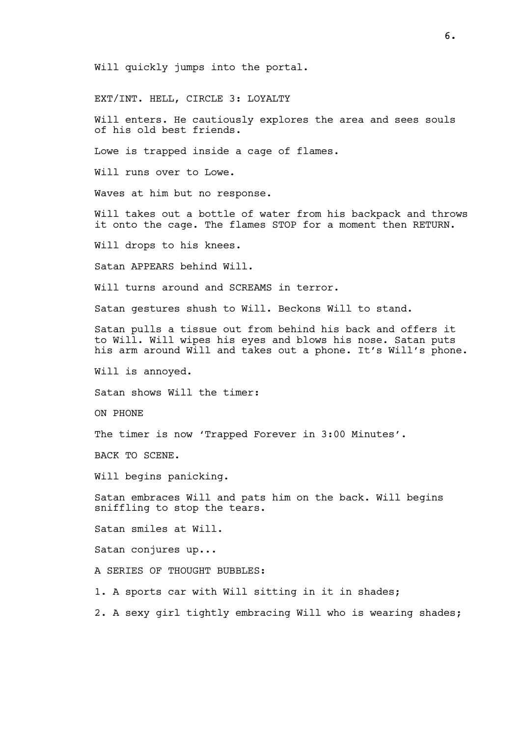Will quickly jumps into the portal.

EXT/INT. HELL, CIRCLE 3: LOYALTY

Will enters. He cautiously explores the area and sees souls of his old best friends.

Lowe is trapped inside a cage of flames.

Will runs over to Lowe.

Waves at him but no response.

Will takes out a bottle of water from his backpack and throws it onto the cage. The flames STOP for a moment then RETURN.

Will drops to his knees.

Satan APPEARS behind Will.

Will turns around and SCREAMS in terror.

Satan gestures shush to Will. Beckons Will to stand.

Satan pulls a tissue out from behind his back and offers it to Will. Will wipes his eyes and blows his nose. Satan puts his arm around Will and takes out a phone. It's Will's phone.

Will is annoyed.

Satan shows Will the timer:

ON PHONE

The timer is now 'Trapped Forever in 3:00 Minutes'.

BACK TO SCENE.

Will begins panicking.

Satan embraces Will and pats him on the back. Will begins sniffling to stop the tears.

Satan smiles at Will.

Satan conjures up...

A SERIES OF THOUGHT BUBBLES:

1. A sports car with Will sitting in it in shades;

2. A sexy girl tightly embracing Will who is wearing shades;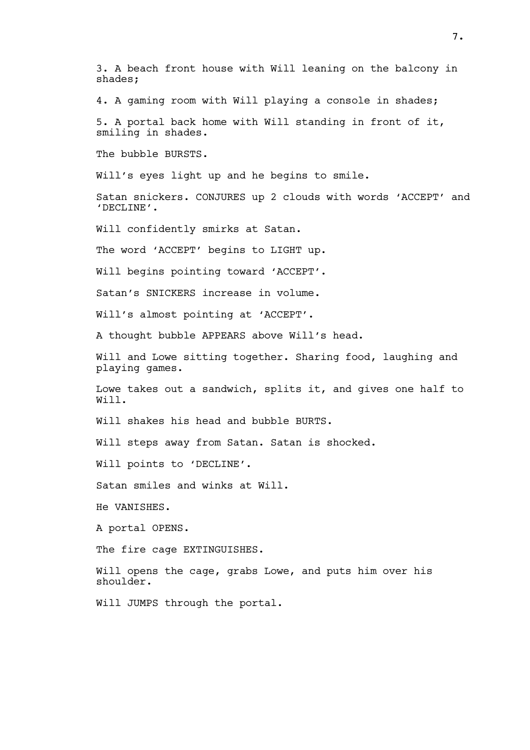3. A beach front house with Will leaning on the balcony in shades;

4. A gaming room with Will playing a console in shades;

5. A portal back home with Will standing in front of it, smiling in shades.

The bubble BURSTS.

Will's eyes light up and he begins to smile.

Satan snickers. CONJURES up 2 clouds with words 'ACCEPT' and 'DECLINE'.

Will confidently smirks at Satan.

The word 'ACCEPT' begins to LIGHT up.

Will begins pointing toward 'ACCEPT'.

Satan's SNICKERS increase in volume.

Will's almost pointing at 'ACCEPT'.

A thought bubble APPEARS above Will's head.

Will and Lowe sitting together. Sharing food, laughing and playing games.

Lowe takes out a sandwich, splits it, and gives one half to Will.

Will shakes his head and bubble BURTS.

Will steps away from Satan. Satan is shocked.

Will points to 'DECLINE'.

Satan smiles and winks at Will.

He VANISHES.

A portal OPENS.

The fire cage EXTINGUISHES.

Will opens the cage, grabs Lowe, and puts him over his shoulder.

Will JUMPS through the portal.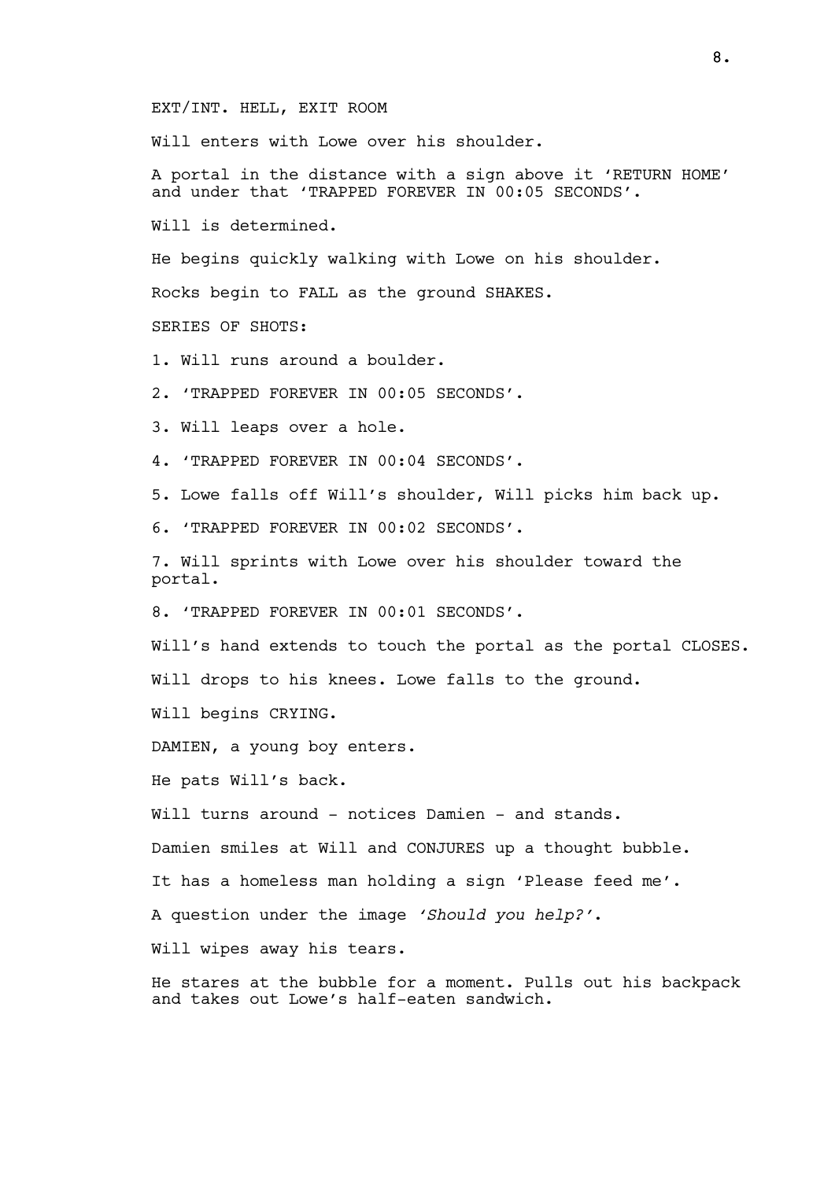EXT/INT. HELL, EXIT ROOM

Will enters with Lowe over his shoulder.

A portal in the distance with a sign above it 'RETURN HOME' and under that 'TRAPPED FOREVER IN 00:05 SECONDS'.

Will is determined.

He begins quickly walking with Lowe on his shoulder.

Rocks begin to FALL as the ground SHAKES.

SERIES OF SHOTS:

1. Will runs around a boulder.

2. 'TRAPPED FOREVER IN 00:05 SECONDS'.

3. Will leaps over a hole.

4. 'TRAPPED FOREVER IN 00:04 SECONDS'.

5. Lowe falls off Will's shoulder, Will picks him back up.

6. 'TRAPPED FOREVER IN 00:02 SECONDS'.

7. Will sprints with Lowe over his shoulder toward the portal.

8. 'TRAPPED FOREVER IN 00:01 SECONDS'.

Will's hand extends to touch the portal as the portal CLOSES.

Will drops to his knees. Lowe falls to the ground.

Will begins CRYING.

DAMIEN, a young boy enters.

He pats Will's back.

Will turns around - notices Damien - and stands.

Damien smiles at Will and CONJURES up a thought bubble.

It has a homeless man holding a sign 'Please feed me'.

A question under the image *'Should you help?'*.

Will wipes away his tears.

He stares at the bubble for a moment. Pulls out his backpack and takes out Lowe's half-eaten sandwich.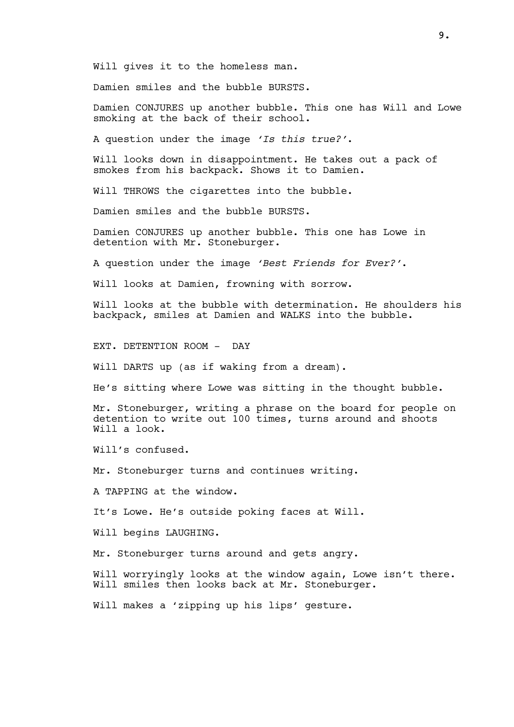Will gives it to the homeless man.

Damien smiles and the bubble BURSTS.

Damien CONJURES up another bubble. This one has Will and Lowe smoking at the back of their school.

A question under the image *'Is this true?'*.

Will looks down in disappointment. He takes out a pack of smokes from his backpack. Shows it to Damien.

Will THROWS the cigarettes into the bubble.

Damien smiles and the bubble BURSTS.

Damien CONJURES up another bubble. This one has Lowe in detention with Mr. Stoneburger.

A question under the image *'Best Friends for Ever?'*.

Will looks at Damien, frowning with sorrow.

Will looks at the bubble with determination. He shoulders his backpack, smiles at Damien and WALKS into the bubble.

EXT. DETENTION ROOM - DAY

Will DARTS up (as if waking from a dream).

He's sitting where Lowe was sitting in the thought bubble.

Mr. Stoneburger, writing a phrase on the board for people on detention to write out 100 times, turns around and shoots Will a look.

Will's confused.

Mr. Stoneburger turns and continues writing.

A TAPPING at the window.

It's Lowe. He's outside poking faces at Will.

Will begins LAUGHING.

Mr. Stoneburger turns around and gets angry.

Will worryingly looks at the window again, Lowe isn't there. Will smiles then looks back at Mr. Stoneburger.

Will makes a 'zipping up his lips' gesture.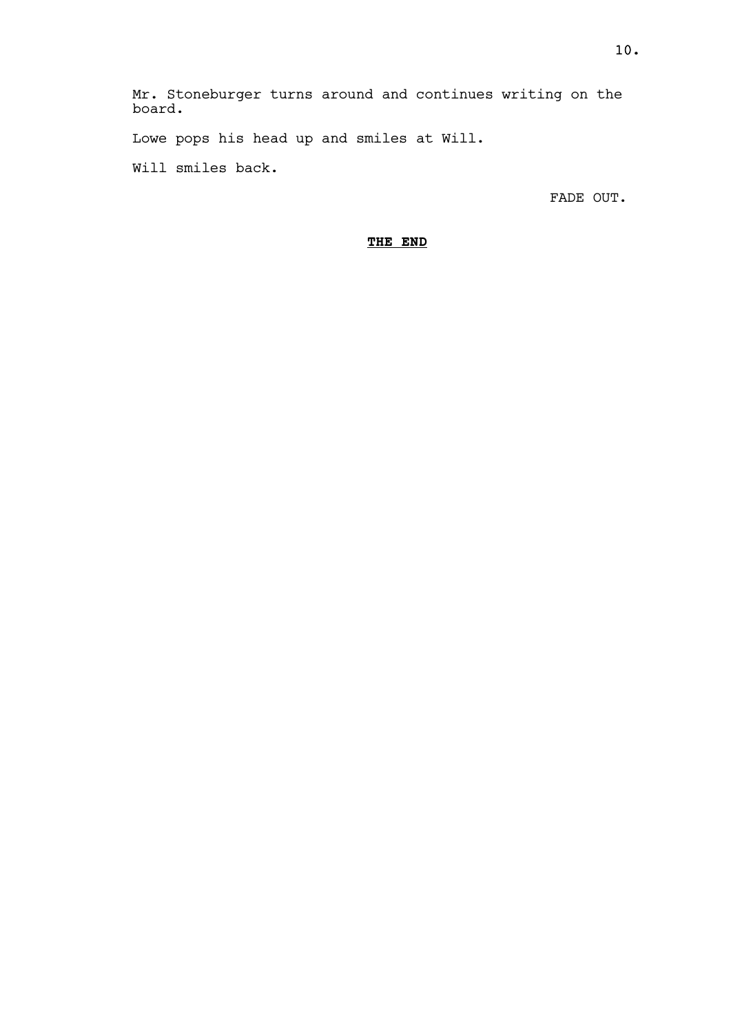Mr. Stoneburger turns around and continues writing on the board.

Lowe pops his head up and smiles at Will.

Will smiles back.

FADE OUT.

**THE END**